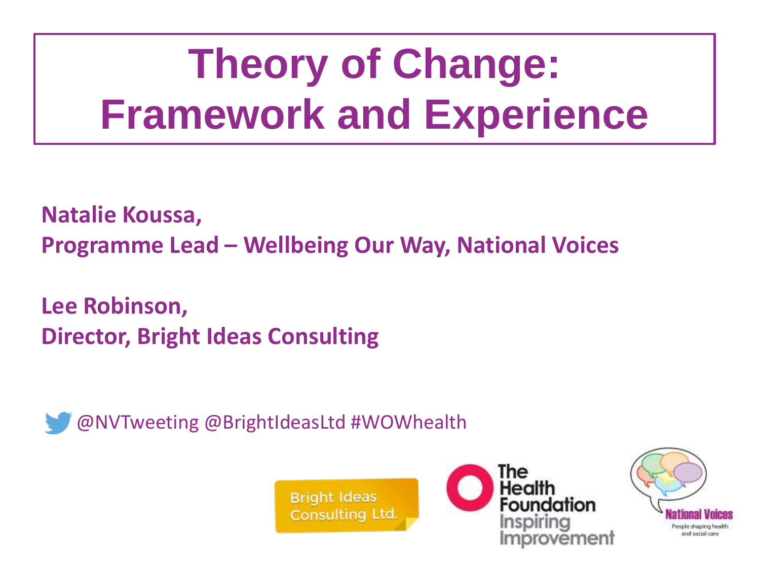# Theory of Change: Framework and Experience

**Natalie Koussa,**
**Programme Lead – Wellbeing Our Way, National Voices**

**Lee Robinson,**
**Director, Bright Ideas Consulting**

@NVTweeting @BrightIdeasLtd #WOWhealth

Bright Ideas Consulting Ltd.

The Health Foundation Inspiring Improvement

National Voices People shaping health and social care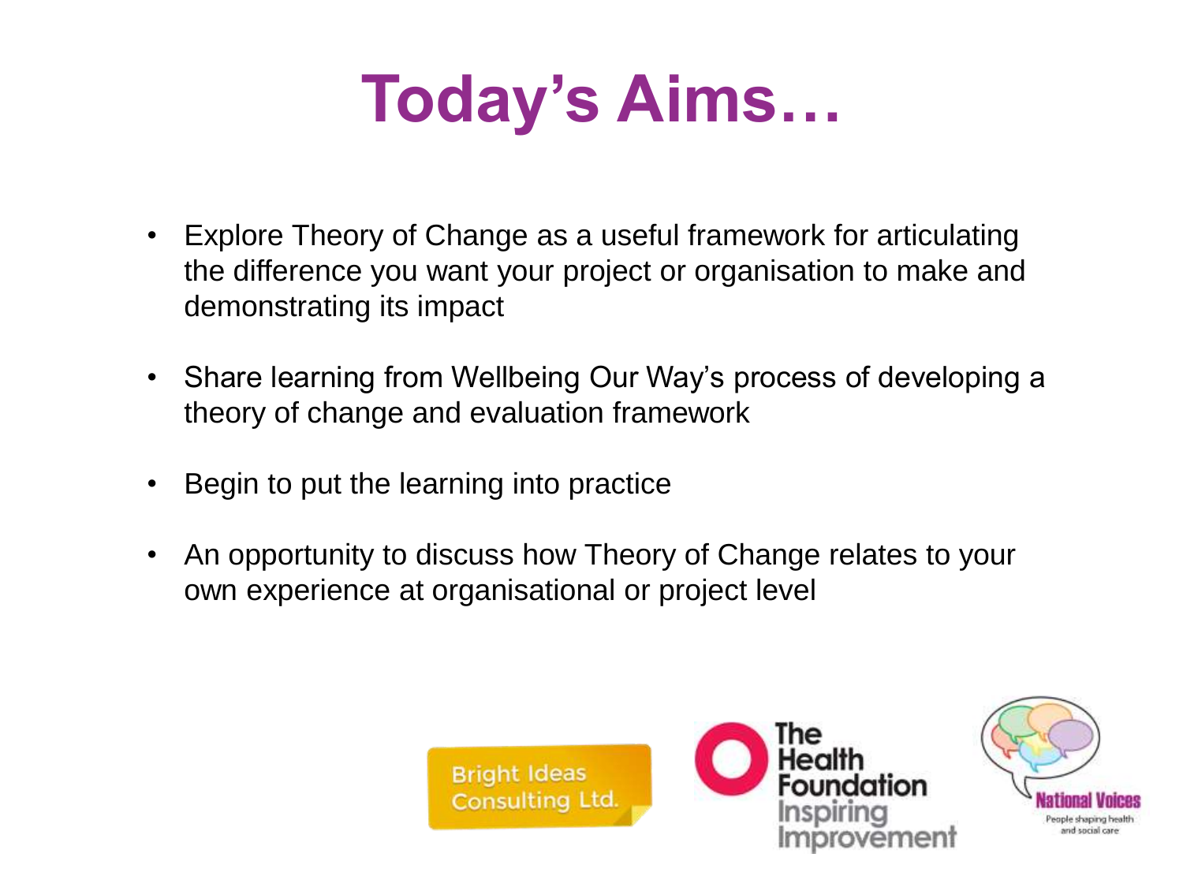# Today's Aims…

- Explore Theory of Change as a useful framework for articulating the difference you want your project or organisation to make and demonstrating its impact
- Share learning from Wellbeing Our Way's process of developing a theory of change and evaluation framework
- Begin to put the learning into practice
- An opportunity to discuss how Theory of Change relates to your own experience at organisational or project level

Bright Ideas Consulting Ltd.

The Health Foundation Inspiring Improvement

National Voices People shaping health and social care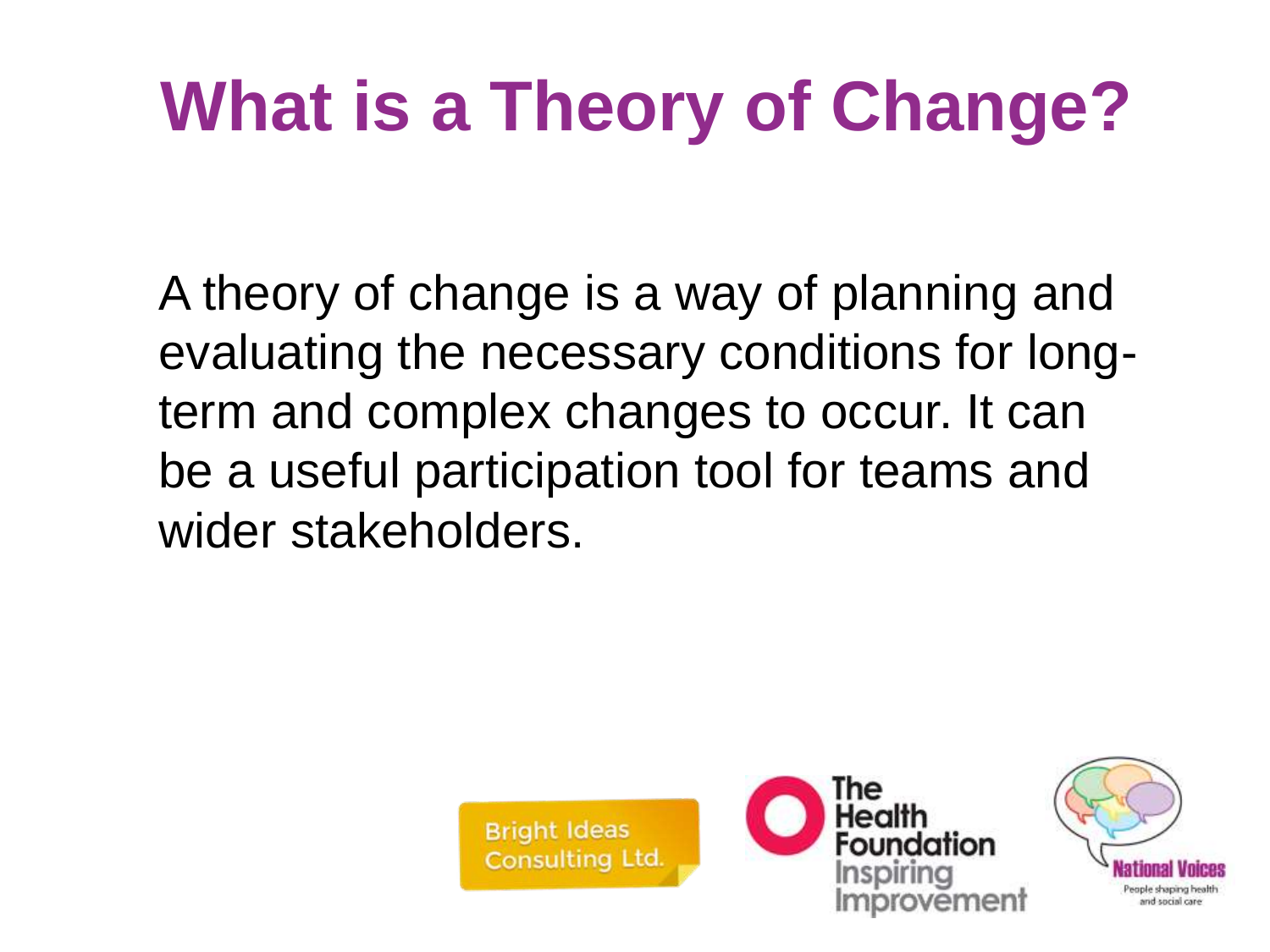# What is a Theory of Change?

A theory of change is a way of planning and evaluating the necessary conditions for long-term and complex changes to occur. It can be a useful participation tool for teams and wider stakeholders.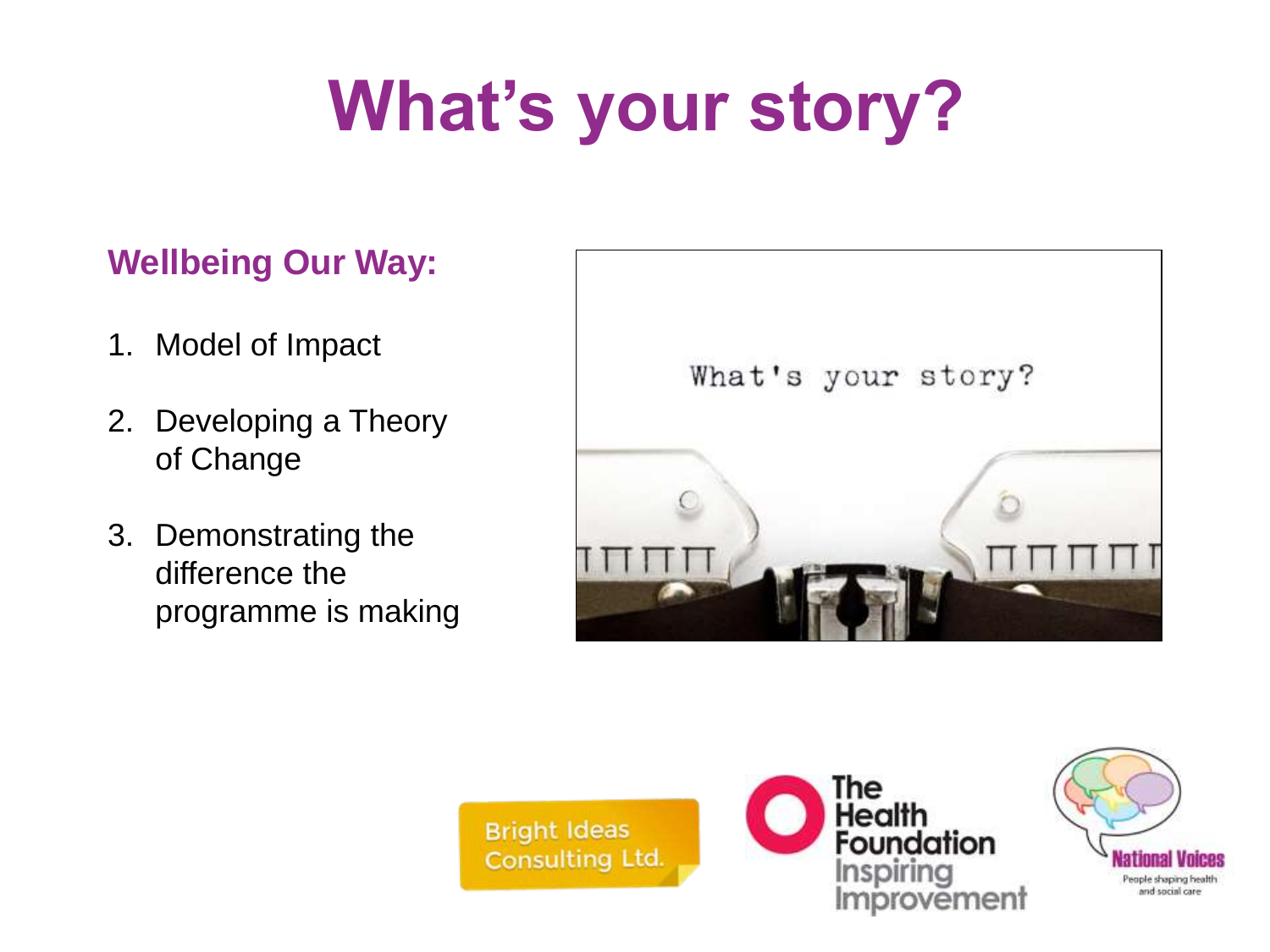# What's your story?

## Wellbeing Our Way:

1. Model of Impact
2. Developing a Theory of Change
3. Demonstrating the difference the programme is making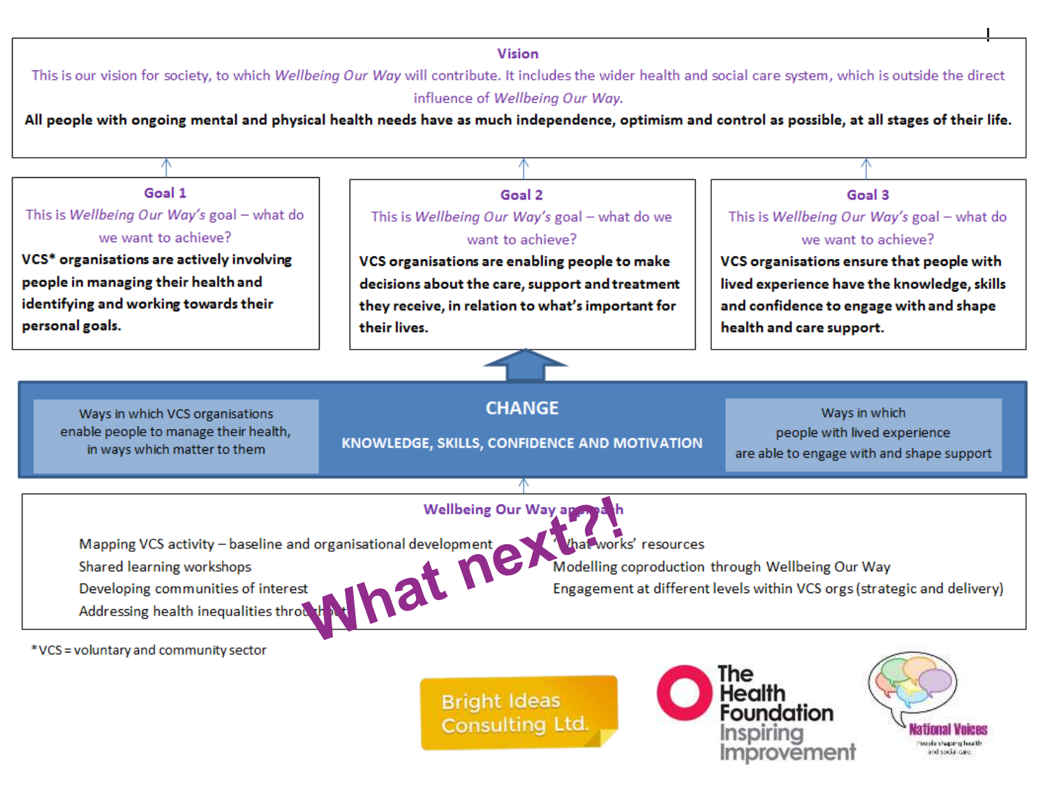## Vision

This is our vision for society, to which *Wellbeing Our Way* will contribute. It includes the wider health and social care system, which is outside the direct influence of *Wellbeing Our Way*.

**All people with ongoing mental and physical health needs have as much independence, optimism and control as possible, at all stages of their life.**

### Goal 1

This is *Wellbeing Our Way's* goal – what do we want to achieve?

**VCS* organisations are actively involving people in managing their health and identifying and working towards their personal goals.**

### Goal 2

This is *Wellbeing Our Way's* goal – what do we want to achieve?

**VCS organisations are enabling people to make decisions about the care, support and treatment they receive, in relation to what's important for their lives.**

### Goal 3

This is *Wellbeing Our Way's* goal – what do we want to achieve?

**VCS organisations ensure that people with lived experience have the knowledge, skills and confidence to engage with and shape health and care support.**

## CHANGE

**KNOWLEDGE, SKILLS, CONFIDENCE AND MOTIVATION**

Ways in which VCS organisations enable people to manage their health, in ways which matter to them

Ways in which people with lived experience are able to engage with and shape support

## Wellbeing Our Way approach

- Mapping VCS activity – baseline and organisational development
- Shared learning workshops
- Developing communities of interest
- Addressing health inequalities throughout
- 'What works' resources
- Modelling coproduction through Wellbeing Our Way
- Engagement at different levels within VCS orgs (strategic and delivery)

**What next?!**

*VCS = voluntary and community sector

Bright Ideas Consulting Ltd.

The Health Foundation – Inspiring Improvement

National Voices – People shaping health and social care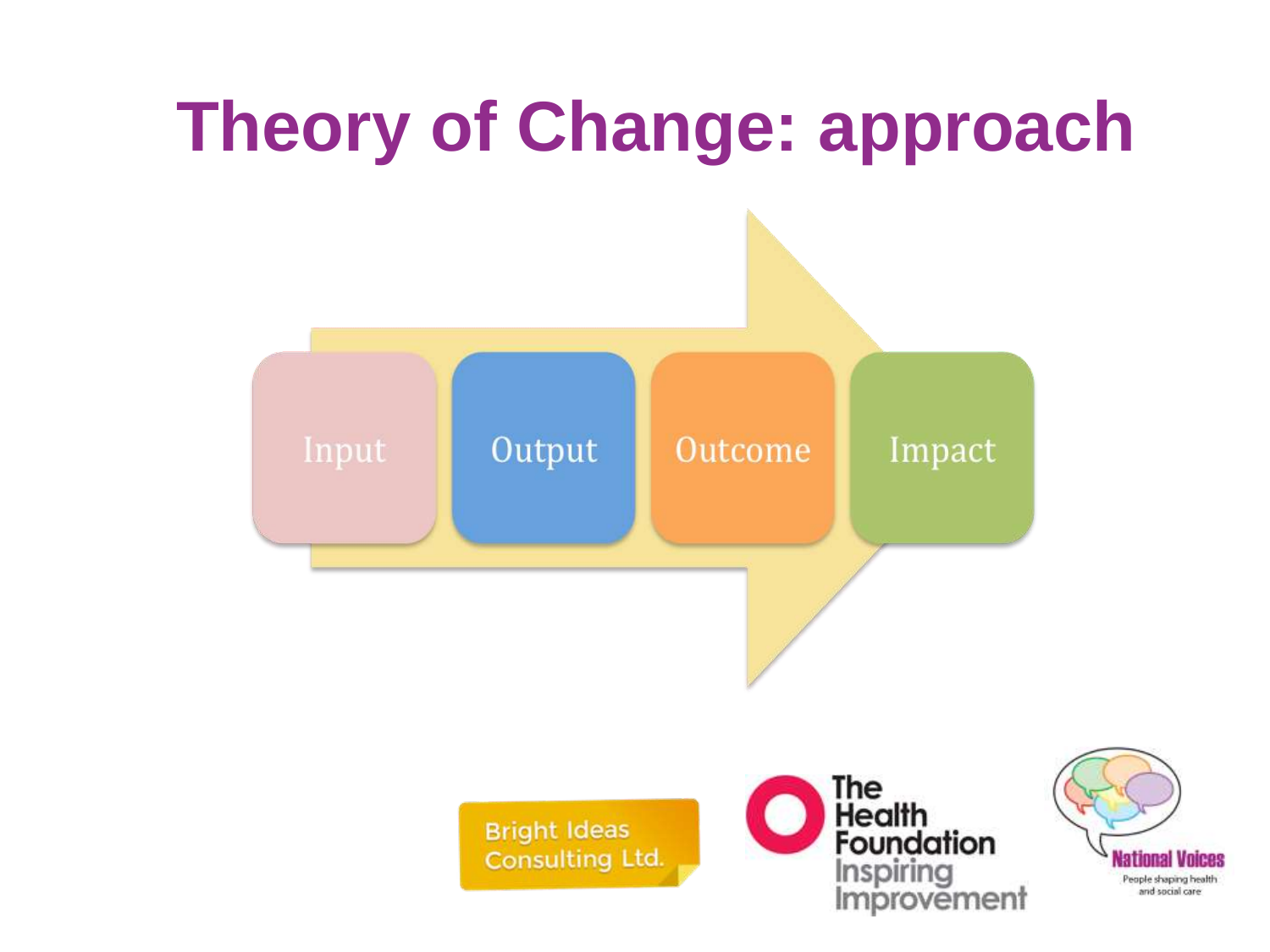# Theory of Change: approach

Input → Output → Outcome → Impact

Bright Ideas Consulting Ltd.

The Health Foundation
Inspiring Improvement

National Voices
People shaping health and social care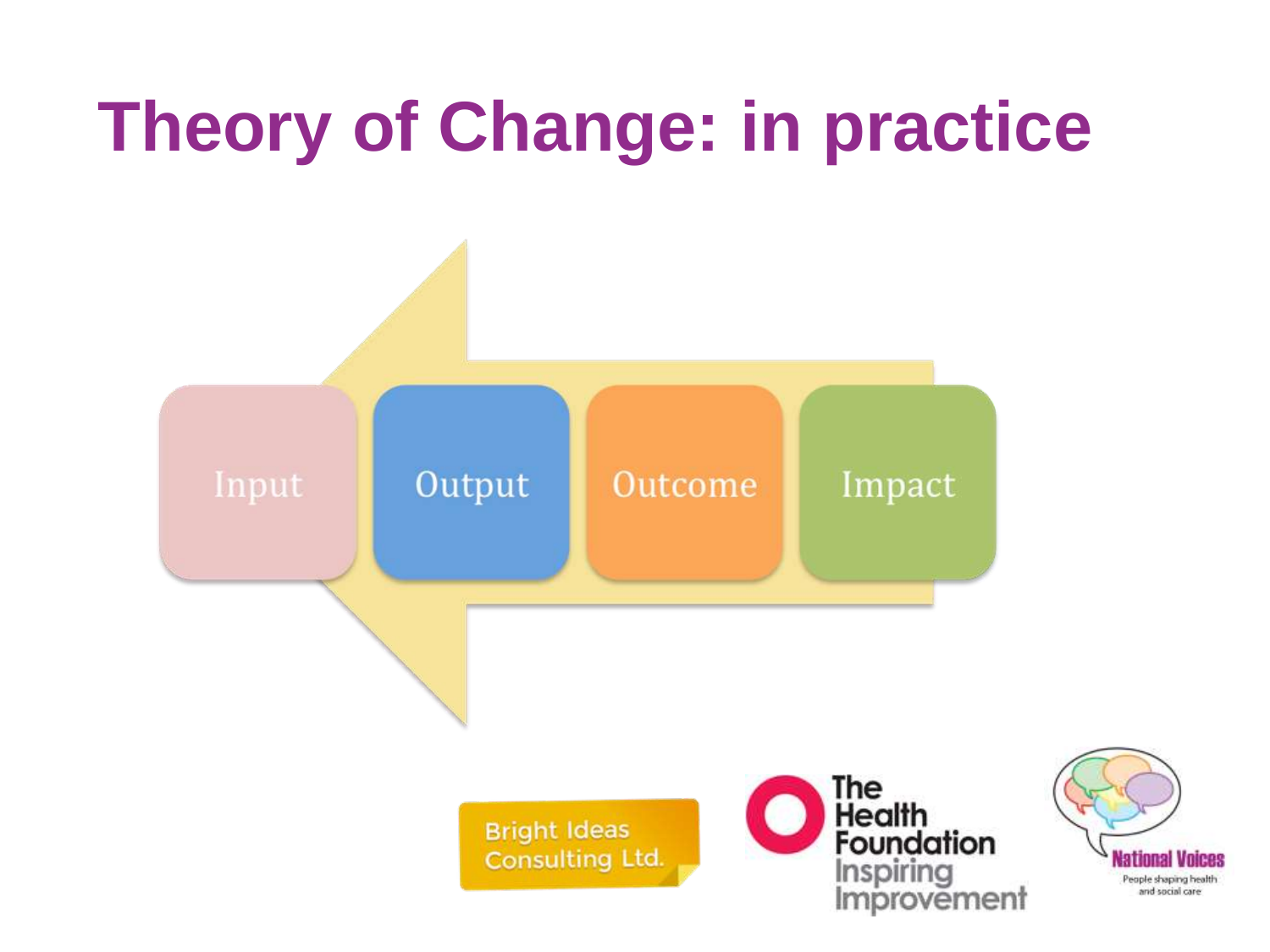# Theory of Change: in practice

Input | Output | Outcome | Impact

Bright Ideas Consulting Ltd.

The Health Foundation Inspiring Improvement

National Voices People shaping health and social care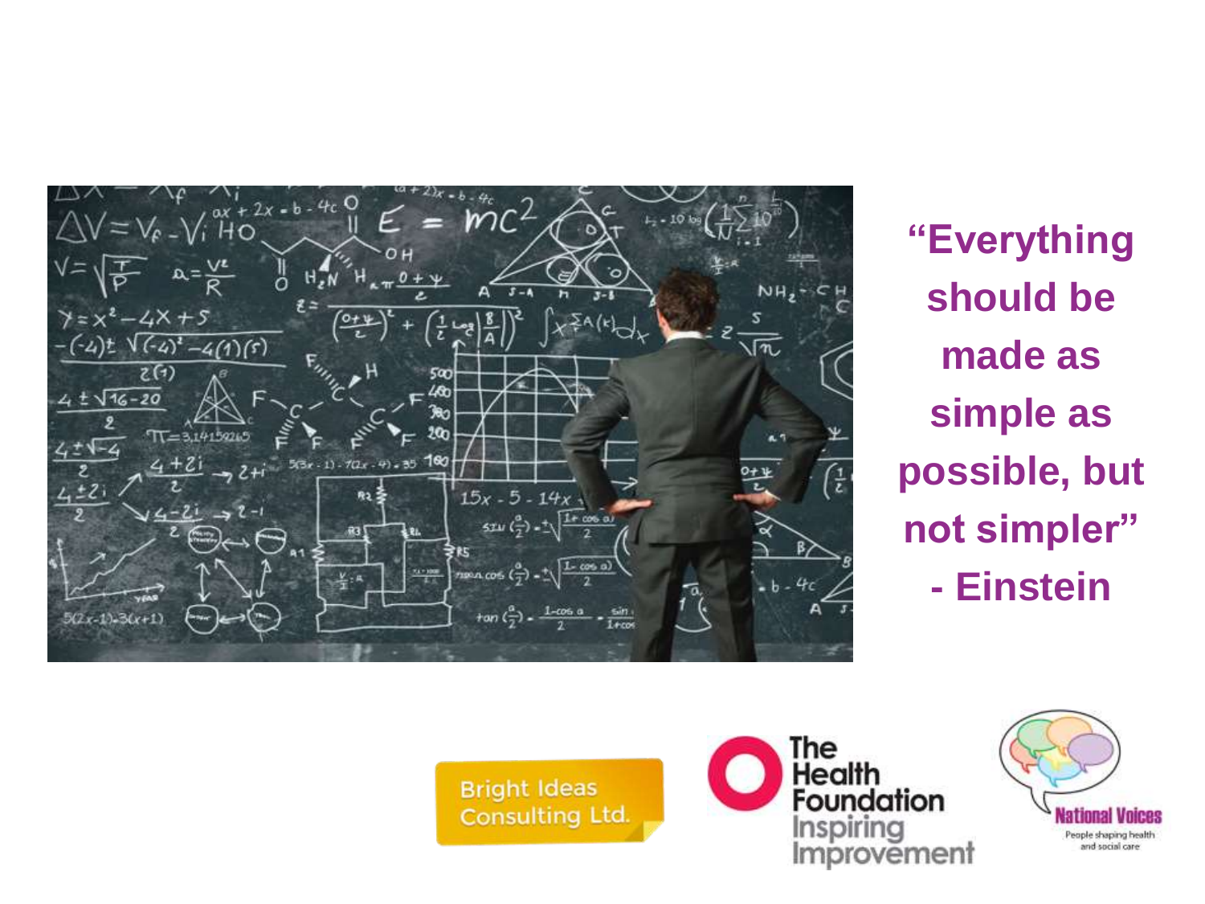**“Everything should be made as simple as possible, but not simpler”**

**- Einstein**

Bright Ideas Consulting Ltd.

The Health Foundation
Inspiring Improvement

National Voices
People shaping health and social care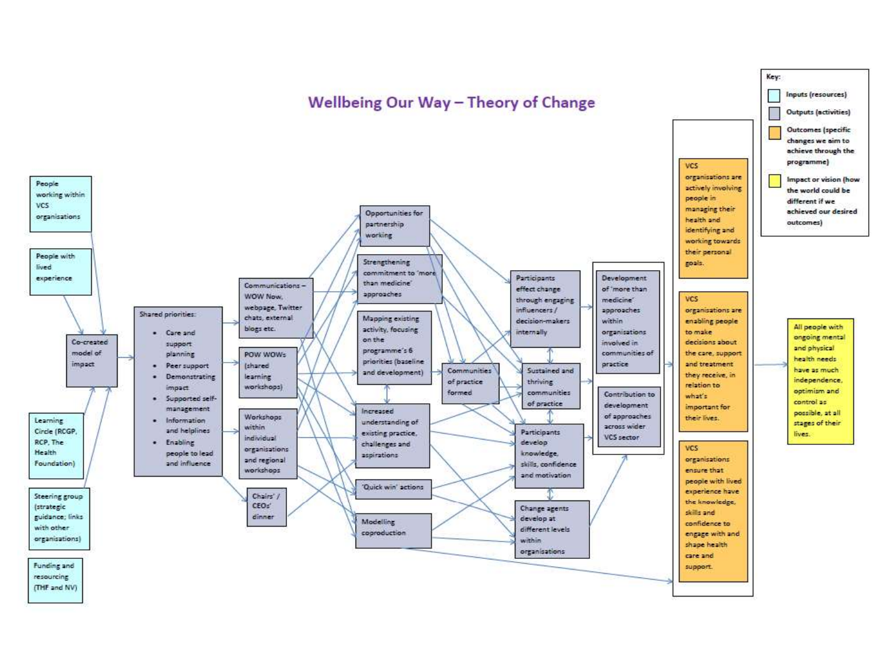# Wellbeing Our Way – Theory of Change

**Key:**

- Inputs (resources)
- Outputs (activities)
- Outcomes (specific changes we aim to achieve through the programme)
- Impact or vision (how the world could be different if we achieved our desired outcomes)

**Inputs (resources):**

- People working within VCS organisations
- People with lived experience
- Learning Circle (RCGP, RCP, The Health Foundation)
- Steering group (strategic guidance; links with other organisations)
- Funding and resourcing (THF and NV)

**Outputs (activities):**

- Co-created model of impact
- Shared priorities:
  - Care and support planning
  - Peer support
  - Demonstrating impact
  - Supported self-management
  - Information and helplines
  - Enabling people to lead and influence
- Communications – WOW Now, webpage, Twitter chats, external blogs etc.
- POW WOWs (shared learning workshops)
- Workshops within individual organisations and regional workshops
- Chairs' / CEOs' dinner
- Opportunities for partnership working
- Strengthening commitment to 'more than medicine' approaches
- Mapping existing activity, focusing on the programme's 6 priorities (baseline and development)
- Increased understanding of existing practice, challenges and aspirations
- 'Quick win' actions
- Modelling coproduction
- Communities of practice formed
- Participants effect change through engaging influencers / decision-makers internally
- Sustained and thriving communities of practice
- Participants develop knowledge, skills, confidence and motivation
- Change agents develop at different levels within organisations
- Development of 'more than medicine' approaches within organisations involved in communities of practice
- Contribution to development of approaches across wider VCS sector

**Outcomes (specific changes we aim to achieve through the programme):**

- VCS organisations are actively involving people in managing their health and identifying and working towards their personal goals.
- VCS organisations are enabling people to make decisions about the care, support and treatment they receive, in relation to what's important for their lives.
- VCS organisations ensure that people with lived experience have the knowledge, skills and confidence to engage with and shape health care and support.

**Impact or vision:**

- All people with ongoing mental and physical health needs have as much independence, optimism and control as possible, at all stages of their lives.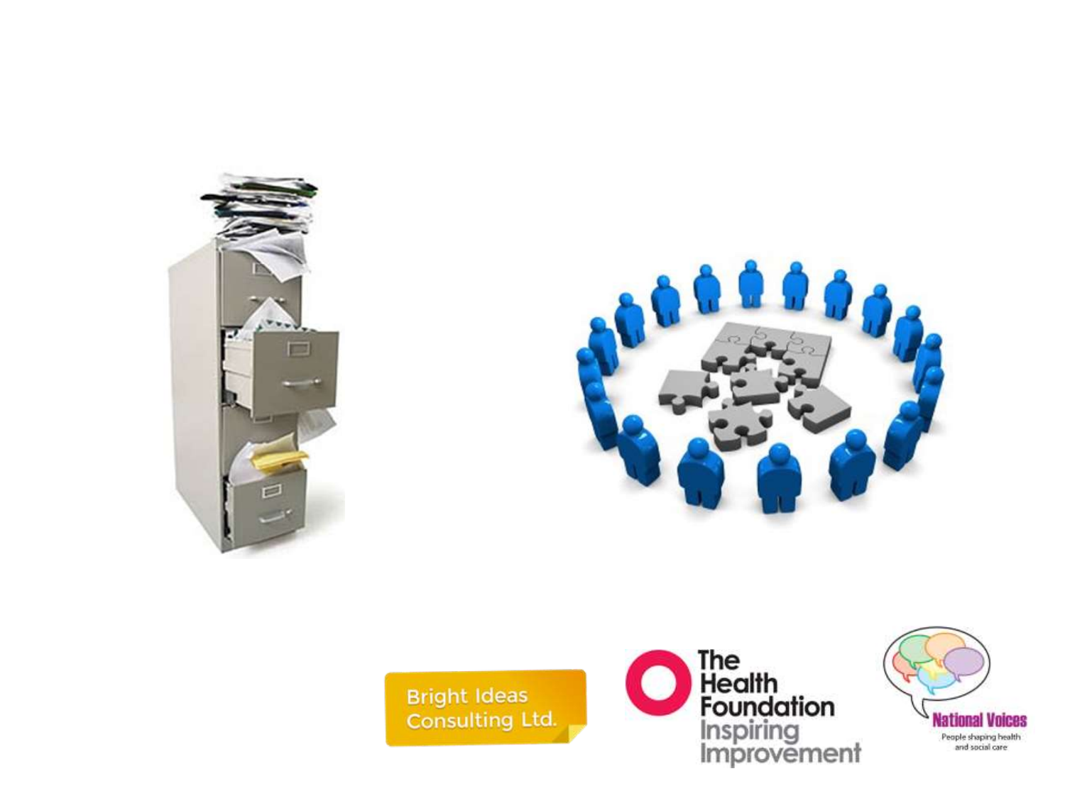Bright Ideas Consulting Ltd.

The Health Foundation Inspiring Improvement

National Voices
People shaping health and social care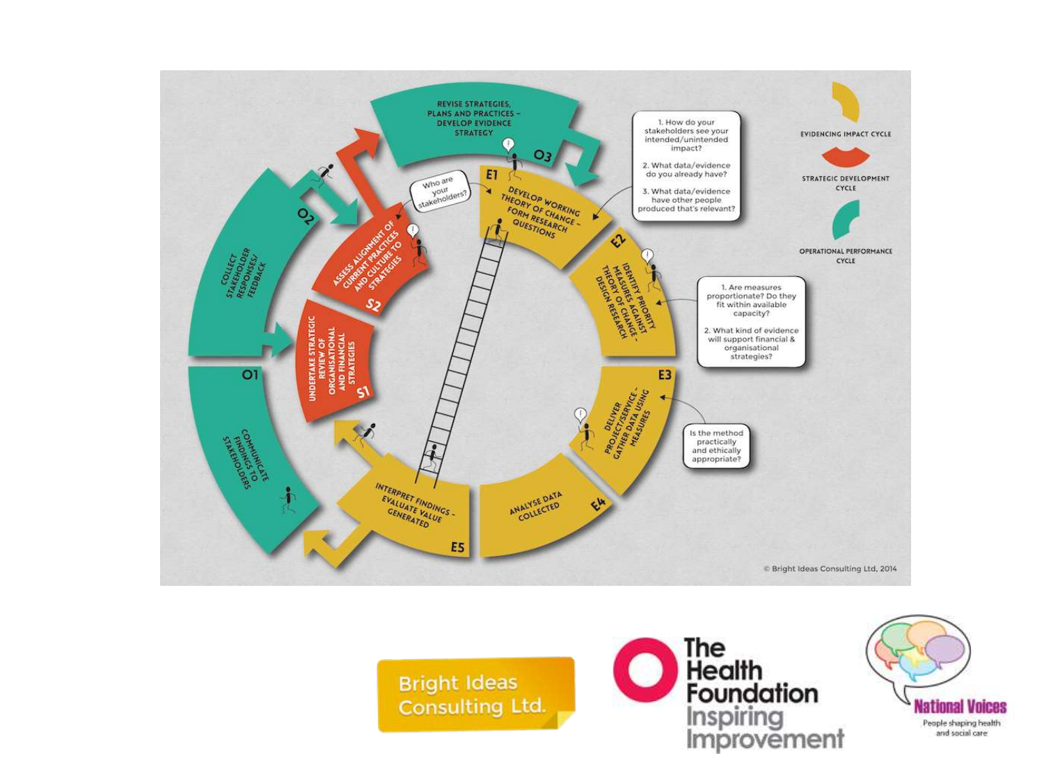REVISE STRATEGIES, PLANS AND PRACTICES – DEVELOP EVIDENCE STRATEGY

O3

E1 DEVELOP WORKING THEORY OF CHANGE – FORM RESEARCH QUESTIONS

1. How do your stakeholders see your intended/unintended impact?

2. What data/evidence do you already have?

3. What data/evidence have other people produced that's relevant?

E2 IDENTIFY PRIORITY MEASURES AGAINST THEORY OF CHANGE – DESIGN RESEARCH

1. Are measures proportionate? Do they fit within available capacity?

2. What kind of evidence will support financial & organisational strategies?

E3 DELIVER PROJECT/SERVICE – GATHER DATA USING MEASURES

Is the method practically and ethically appropriate?

E4 ANALYSE DATA COLLECTED

E5 INTERPRET FINDINGS – EVALUATE VALUE GENERATED

O1 COMMUNICATE FINDINGS TO STAKEHOLDERS

O2 COLLECT STAKEHOLDER RESPONSES/ FEEDBACK

S1 UNDERTAKE STRATEGIC REVIEW OF ORGANISATIONAL AND FINANCIAL STRATEGIES

S2 ASSESS ALIGNMENT OF CURRENT PRACTICES AND CULTURE TO STRATEGIES

Who are your stakeholders?

EVIDENCING IMPACT CYCLE

STRATEGIC DEVELOPMENT CYCLE

OPERATIONAL PERFORMANCE CYCLE

© Bright Ideas Consulting Ltd, 2014

Bright Ideas Consulting Ltd.

The Health Foundation Inspiring Improvement

National Voices – People shaping health and social care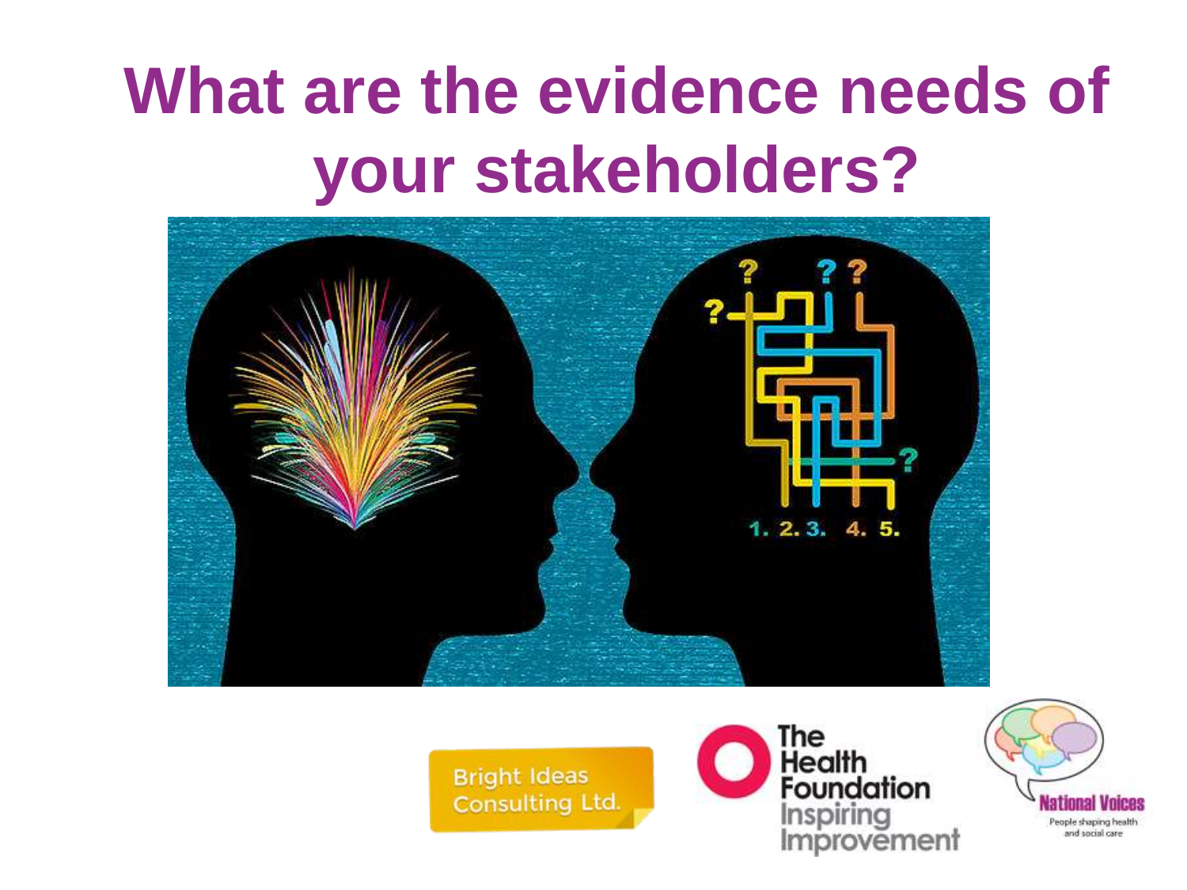# What are the evidence needs of your stakeholders?

Bright Ideas Consulting Ltd.

The Health Foundation
Inspiring Improvement

National Voices
People shaping health and social care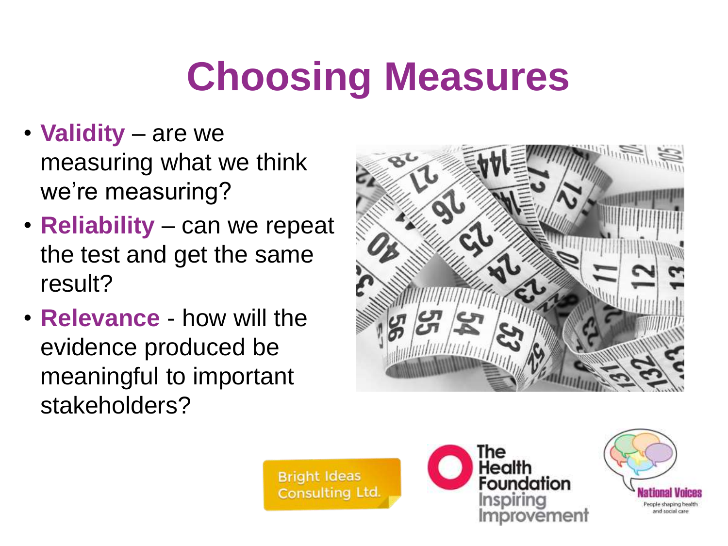# Choosing Measures

- **Validity** – are we measuring what we think we're measuring?
- **Reliability** – can we repeat the test and get the same result?
- **Relevance** - how will the evidence produced be meaningful to important stakeholders?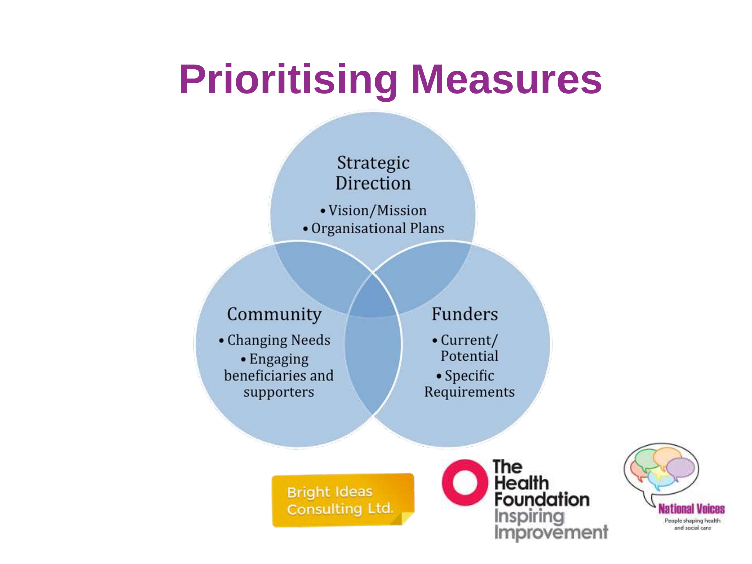# Prioritising Measures

**Strategic Direction**

- Vision/Mission
- Organisational Plans

**Community**

- Changing Needs
- Engaging beneficiaries and supporters

**Funders**

- Current/ Potential
- Specific Requirements

Bright Ideas Consulting Ltd.

The Health Foundation Inspiring Improvement

National Voices People shaping health and social care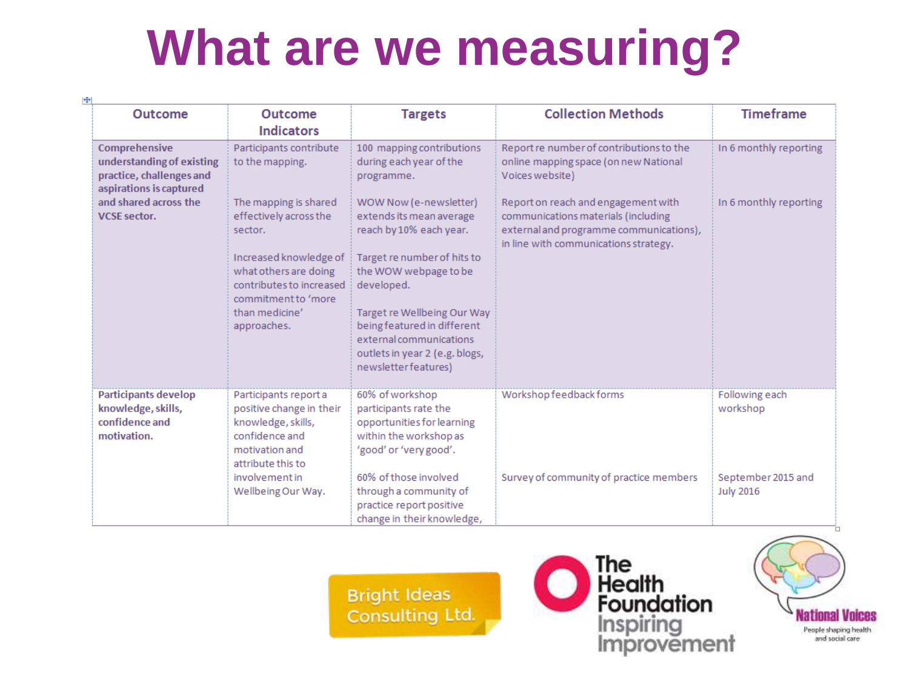# What are we measuring?

| Outcome | Outcome Indicators | Targets | Collection Methods | Timeframe |
|---|---|---|---|---|
| **Comprehensive understanding of existing practice, challenges and aspirations is captured and shared across the VCSE sector.** | Participants contribute to the mapping. | 100 mapping contributions during each year of the programme. | Report re number of contributions to the online mapping space (on new National Voices website) | In 6 monthly reporting |
| | The mapping is shared effectively across the sector. | WOW Now (e-newsletter) extends its mean average reach by 10% each year. | Report on reach and engagement with communications materials (including external and programme communications), in line with communications strategy. | In 6 monthly reporting |
| | Increased knowledge of what others are doing contributes to increased commitment to 'more than medicine' approaches. | Target re number of hits to the WOW webpage to be developed. | | |
| | | Target re Wellbeing Our Way being featured in different external communications outlets in year 2 (e.g. blogs, newsletter features) | | |
| **Participants develop knowledge, skills, confidence and motivation.** | Participants report a positive change in their knowledge, skills, confidence and motivation and attribute this to involvement in Wellbeing Our Way. | 60% of workshop participants rate the opportunities for learning within the workshop as 'good' or 'very good'. | Workshop feedback forms | Following each workshop |
| | | 60% of those involved through a community of practice report positive change in their knowledge, | Survey of community of practice members | September 2015 and July 2016 |

Bright Ideas Consulting Ltd.

The Health Foundation Inspiring Improvement

National Voices — People shaping health and social care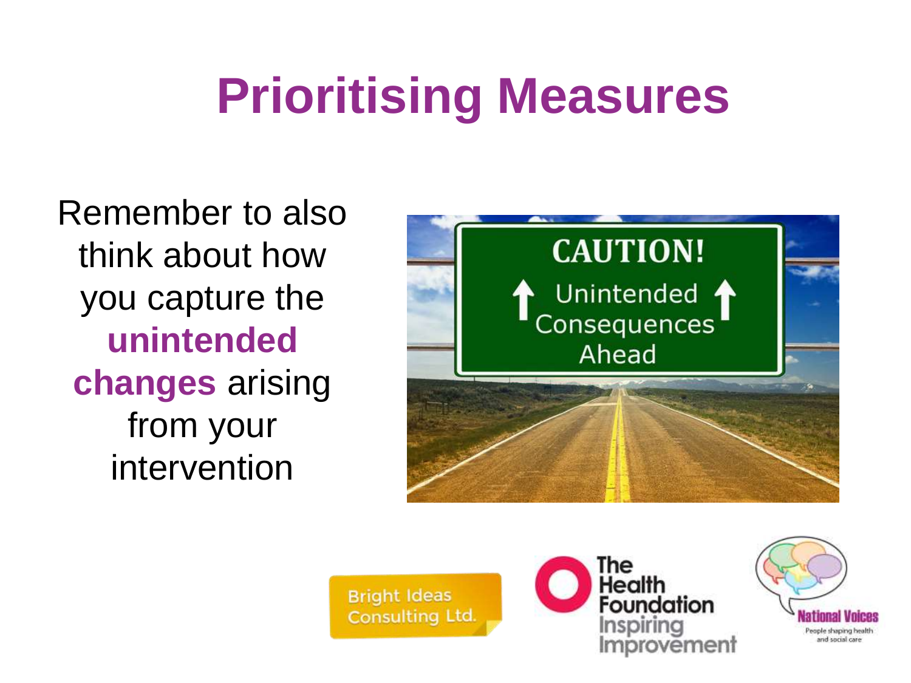# Prioritising Measures

Remember to also think about how you capture the **unintended changes** arising from your intervention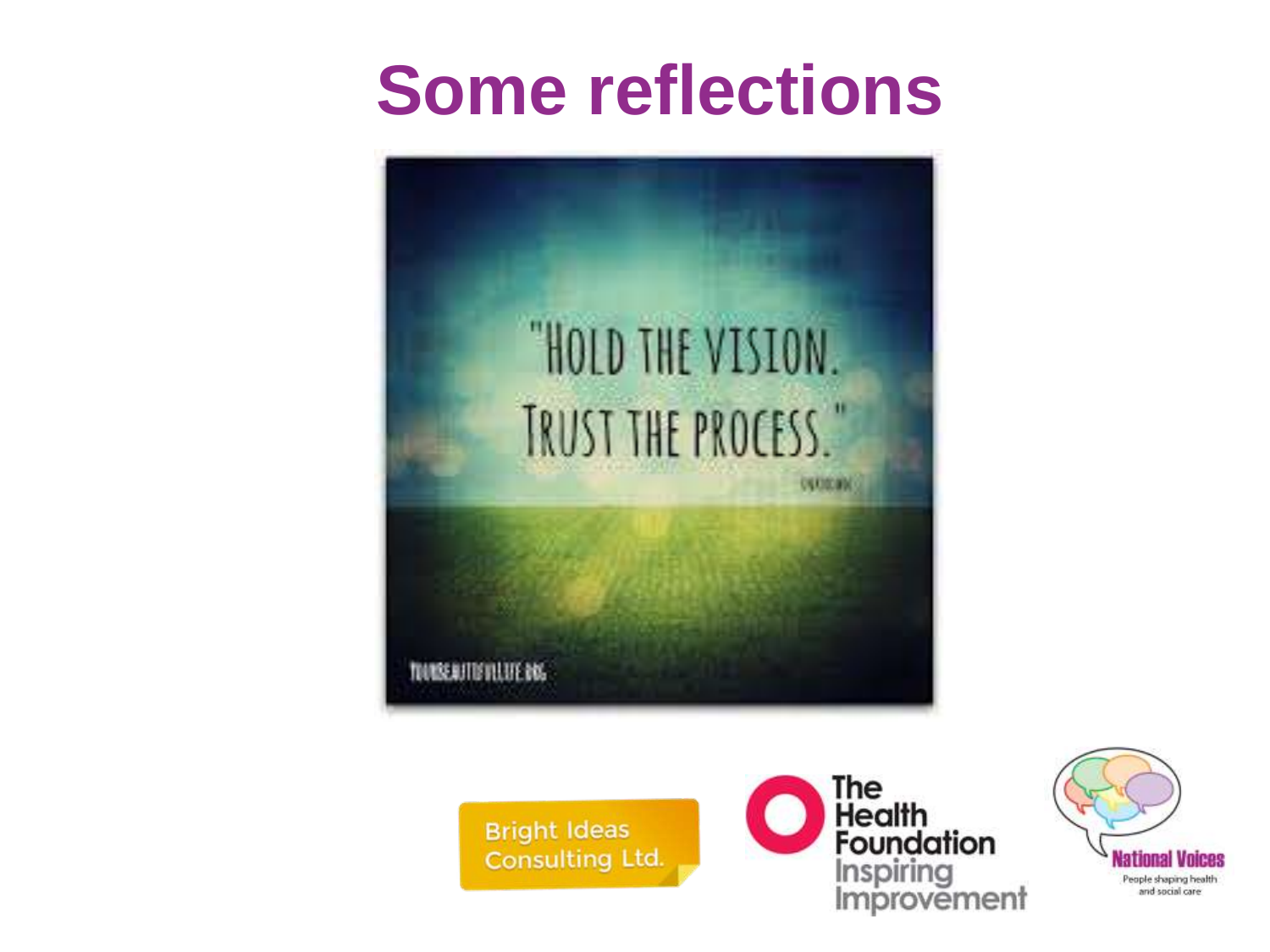# Some reflections

"HOLD THE VISION. TRUST THE PROCESS."

Bright Ideas Consulting Ltd.

The Health Foundation Inspiring Improvement

National Voices People shaping health and social care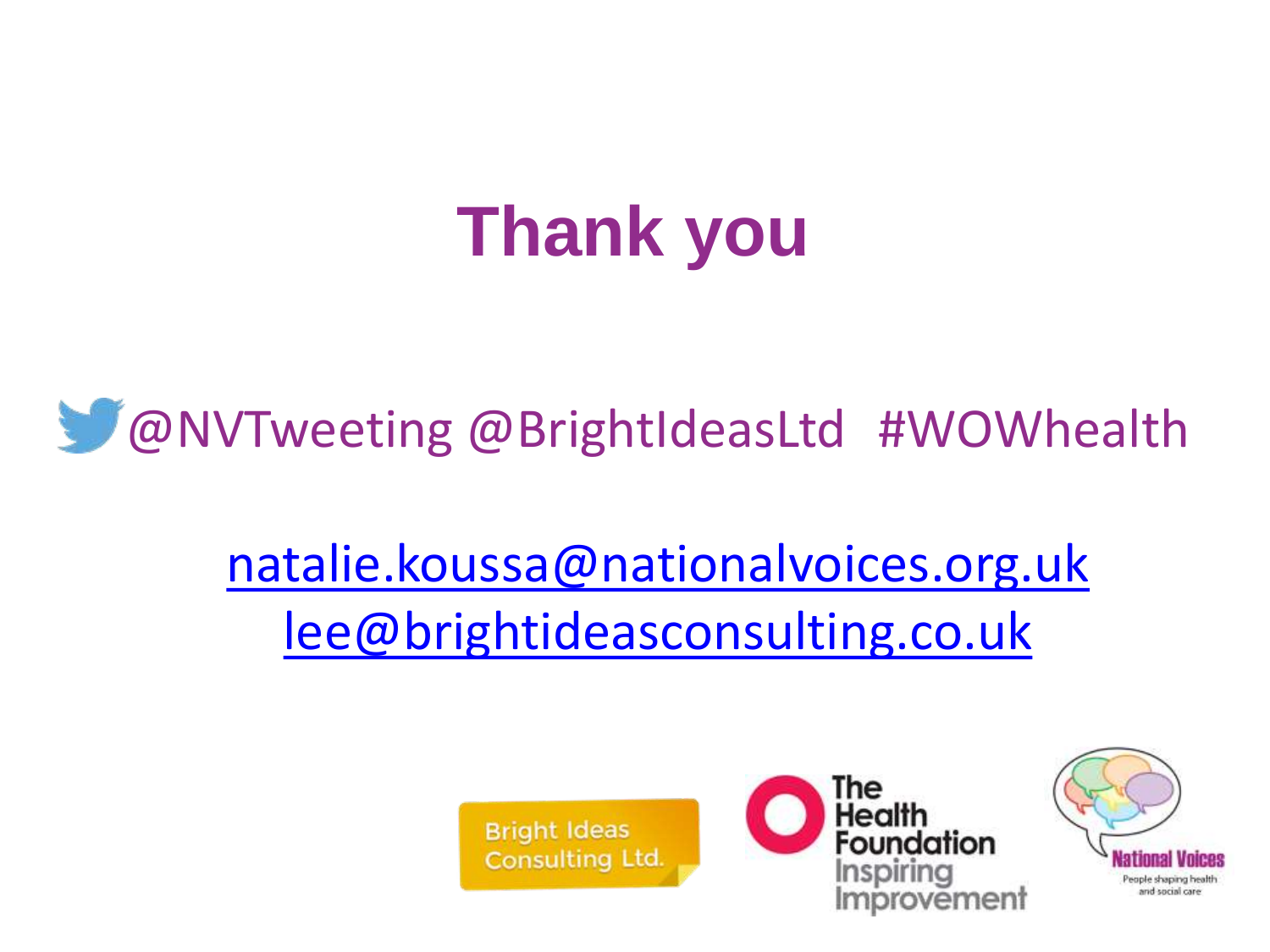# Thank you

@NVTweeting @BrightIdeasLtd #WOWhealth

natalie.koussa@nationalvoices.org.uk
lee@brightideasconsulting.co.uk

Bright Ideas Consulting Ltd.

The Health Foundation Inspiring Improvement

National Voices People shaping health and social care